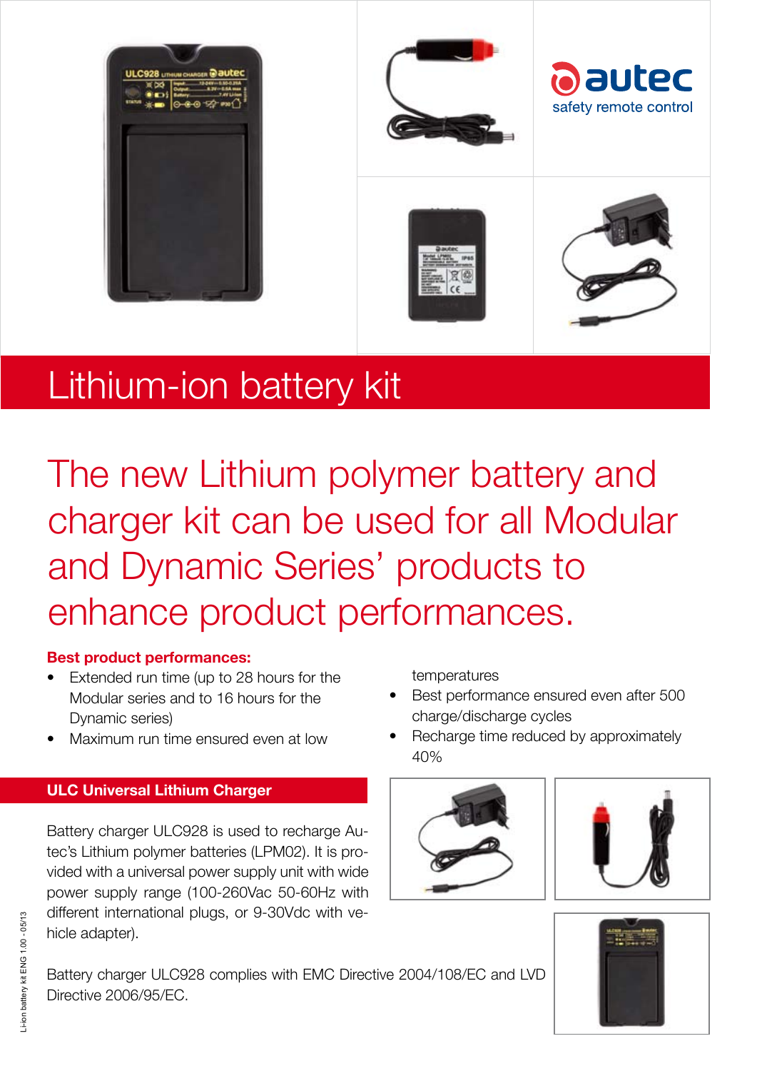autec
safety remote control

# Lithium-ion battery kit

## The new Lithium polymer battery and charger kit can be used for all Modular and Dynamic Series' products to enhance product performances.

**Best product performances:**

- Extended run time (up to 28 hours for the Modular series and to 16 hours for the Dynamic series)
- Maximum run time ensured even at low temperatures
- Best performance ensured even after 500 charge/discharge cycles
- Recharge time reduced by approximately 40%

### ULC Universal Lithium Charger

Battery charger ULC928 is used to recharge Autec's Lithium polymer batteries (LPM02). It is provided with a universal power supply unit with wide power supply range (100-260Vac 50-60Hz with different international plugs, or 9-30Vdc with vehicle adapter).

Battery charger ULC928 complies with EMC Directive 2004/108/EC and LVD Directive 2006/95/EC.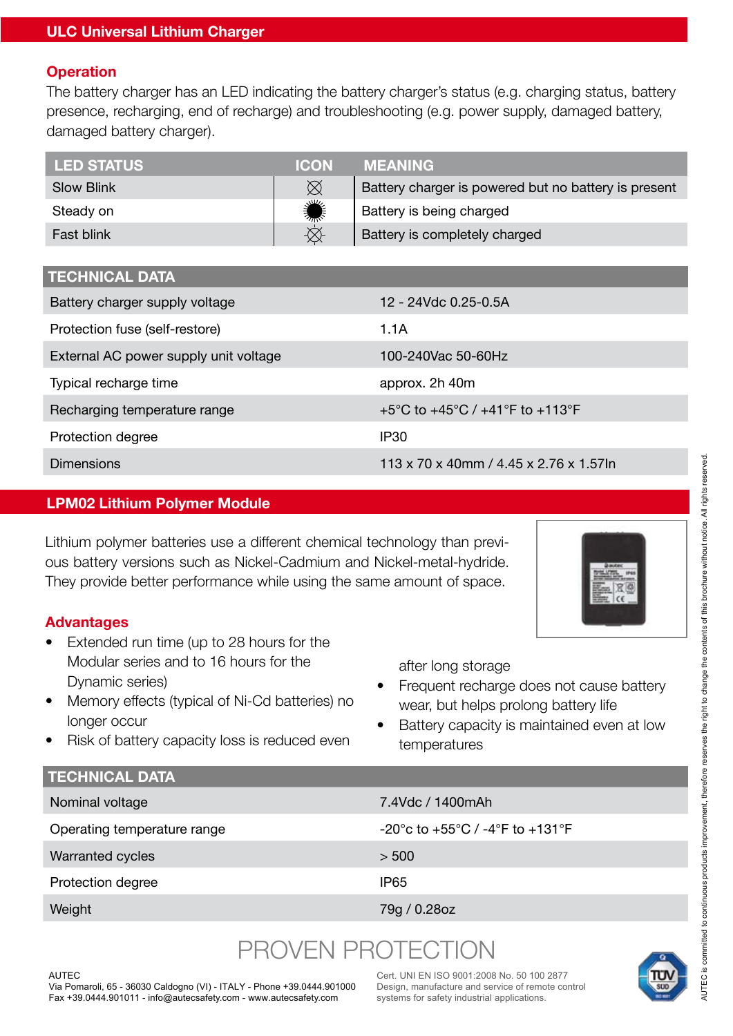## ULC Universal Lithium Charger

### Operation

The battery charger has an LED indicating the battery charger's status (e.g. charging status, battery presence, recharging, end of recharge) and troubleshooting (e.g. power supply, damaged battery, damaged battery charger).

| LED STATUS | ICON | MEANING |
|---|---|---|
| Slow Blink | ⊠ | Battery charger is powered but no battery is present |
| Steady on | ● | Battery is being charged |
| Fast blink | ⊗ | Battery is completely charged |

| TECHNICAL DATA | |
|---|---|
| Battery charger supply voltage | 12 - 24Vdc 0.25-0.5A |
| Protection fuse (self-restore) | 1.1A |
| External AC power supply unit voltage | 100-240Vac 50-60Hz |
| Typical recharge time | approx. 2h 40m |
| Recharging temperature range | +5°C to +45°C / +41°F to +113°F |
| Protection degree | IP30 |
| Dimensions | 113 x 70 x 40mm / 4.45 x 2.76 x 1.57In |

## LPM02 Lithium Polymer Module

Lithium polymer batteries use a different chemical technology than previous battery versions such as Nickel-Cadmium and Nickel-metal-hydride. They provide better performance while using the same amount of space.

### Advantages

- Extended run time (up to 28 hours for the Modular series and to 16 hours for the Dynamic series)
- Memory effects (typical of Ni-Cd batteries) no longer occur
- Risk of battery capacity loss is reduced even after long storage
- Frequent recharge does not cause battery wear, but helps prolong battery life
- Battery capacity is maintained even at low temperatures

| TECHNICAL DATA | |
|---|---|
| Nominal voltage | 7.4Vdc / 1400mAh |
| Operating temperature range | -20°c to +55°C / -4°F to +131°F |
| Warranted cycles | > 500 |
| Protection degree | IP65 |
| Weight | 79g / 0.28oz |

PROVEN PROTECTION

AUTEC
Via Pomaroli, 65 - 36030 Caldogno (VI) - ITALY - Phone +39.0444.901000
Fax +39.0444.901011 - info@autecsafety.com - www.autecsafety.com

Cert. UNI EN ISO 9001:2008 No. 50 100 2877
Design, manufacture and service of remote control systems for safety industrial applications.

AUTEC is committed to continuous products improvement, therefore reserves the right to change the contents of this brochure without notice. All rights reserved.